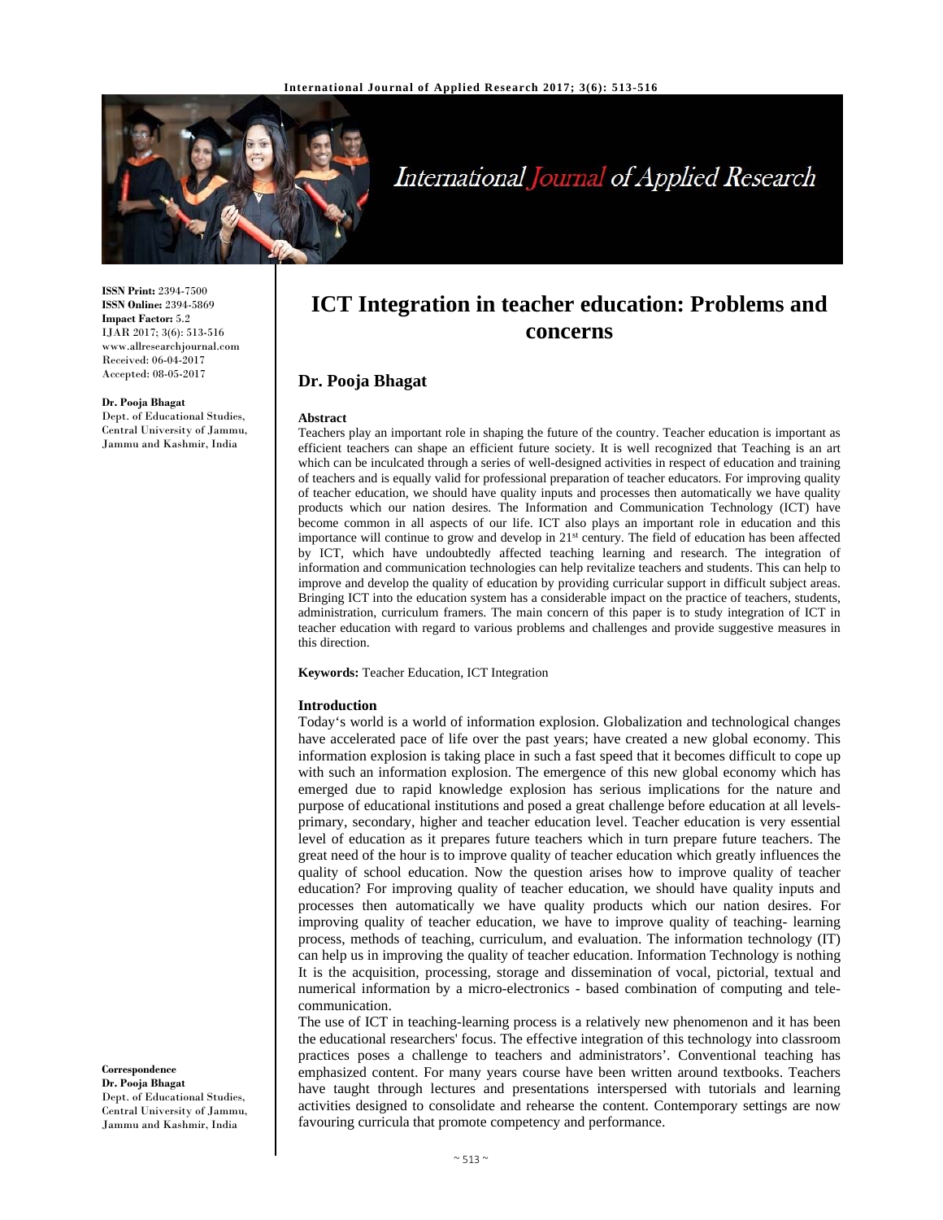**ISSN Print:** 2394-7500
**ISSN Online:** 2394-5869
**Impact Factor:** 5.2
IJAR 2017; 3(6): 513-516
www.allresearchjournal.com
Received: 06-04-2017
Accepted: 08-05-2017

**Dr. Pooja Bhagat**
Dept. of Educational Studies, Central University of Jammu, Jammu and Kashmir, India

**Correspondence**
**Dr. Pooja Bhagat**
Dept. of Educational Studies, Central University of Jammu, Jammu and Kashmir, India

# ICT Integration in teacher education: Problems and concerns

## Dr. Pooja Bhagat

### Abstract

Teachers play an important role in shaping the future of the country. Teacher education is important as efficient teachers can shape an efficient future society. It is well recognized that Teaching is an art which can be inculcated through a series of well-designed activities in respect of education and training of teachers and is equally valid for professional preparation of teacher educators. For improving quality of teacher education, we should have quality inputs and processes then automatically we have quality products which our nation desires. The Information and Communication Technology (ICT) have become common in all aspects of our life. ICT also plays an important role in education and this importance will continue to grow and develop in 21st century. The field of education has been affected by ICT, which have undoubtedly affected teaching learning and research. The integration of information and communication technologies can help revitalize teachers and students. This can help to improve and develop the quality of education by providing curricular support in difficult subject areas. Bringing ICT into the education system has a considerable impact on the practice of teachers, students, administration, curriculum framers. The main concern of this paper is to study integration of ICT in teacher education with regard to various problems and challenges and provide suggestive measures in this direction.

**Keywords:** Teacher Education, ICT Integration

### Introduction

Today's world is a world of information explosion. Globalization and technological changes have accelerated pace of life over the past years; have created a new global economy. This information explosion is taking place in such a fast speed that it becomes difficult to cope up with such an information explosion. The emergence of this new global economy which has emerged due to rapid knowledge explosion has serious implications for the nature and purpose of educational institutions and posed a great challenge before education at all levels- primary, secondary, higher and teacher education level. Teacher education is very essential level of education as it prepares future teachers which in turn prepare future teachers. The great need of the hour is to improve quality of teacher education which greatly influences the quality of school education. Now the question arises how to improve quality of teacher education? For improving quality of teacher education, we should have quality inputs and processes then automatically we have quality products which our nation desires. For improving quality of teacher education, we have to improve quality of teaching- learning process, methods of teaching, curriculum, and evaluation. The information technology (IT) can help us in improving the quality of teacher education. Information Technology is nothing It is the acquisition, processing, storage and dissemination of vocal, pictorial, textual and numerical information by a micro-electronics - based combination of computing and tele-communication.

The use of ICT in teaching-learning process is a relatively new phenomenon and it has been the educational researchers' focus. The effective integration of this technology into classroom practices poses a challenge to teachers and administrators'. Conventional teaching has emphasized content. For many years course have been written around textbooks. Teachers have taught through lectures and presentations interspersed with tutorials and learning activities designed to consolidate and rehearse the content. Contemporary settings are now favouring curricula that promote competency and performance.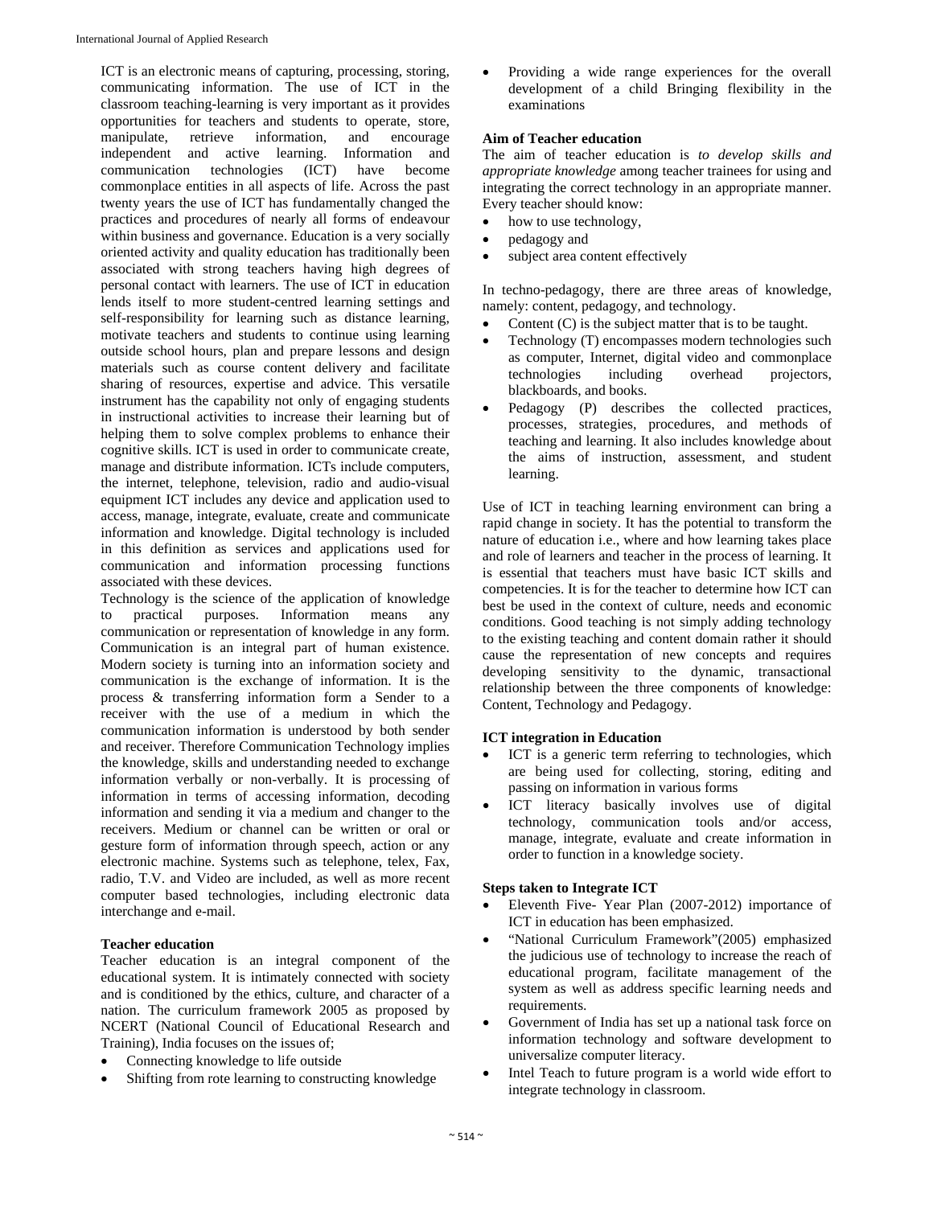ICT is an electronic means of capturing, processing, storing, communicating information. The use of ICT in the classroom teaching-learning is very important as it provides opportunities for teachers and students to operate, store, manipulate, retrieve information, and encourage independent and active learning. Information and communication technologies (ICT) have become commonplace entities in all aspects of life. Across the past twenty years the use of ICT has fundamentally changed the practices and procedures of nearly all forms of endeavour within business and governance. Education is a very socially oriented activity and quality education has traditionally been associated with strong teachers having high degrees of personal contact with learners. The use of ICT in education lends itself to more student-centred learning settings and self-responsibility for learning such as distance learning, motivate teachers and students to continue using learning outside school hours, plan and prepare lessons and design materials such as course content delivery and facilitate sharing of resources, expertise and advice. This versatile instrument has the capability not only of engaging students in instructional activities to increase their learning but of helping them to solve complex problems to enhance their cognitive skills. ICT is used in order to communicate create, manage and distribute information. ICTs include computers, the internet, telephone, television, radio and audio-visual equipment ICT includes any device and application used to access, manage, integrate, evaluate, create and communicate information and knowledge. Digital technology is included in this definition as services and applications used for communication and information processing functions associated with these devices.

Technology is the science of the application of knowledge to practical purposes. Information means any communication or representation of knowledge in any form. Communication is an integral part of human existence. Modern society is turning into an information society and communication is the exchange of information. It is the process & transferring information form a Sender to a receiver with the use of a medium in which the communication information is understood by both sender and receiver. Therefore Communication Technology implies the knowledge, skills and understanding needed to exchange information verbally or non-verbally. It is processing of information in terms of accessing information, decoding information and sending it via a medium and changer to the receivers. Medium or channel can be written or oral or gesture form of information through speech, action or any electronic machine. Systems such as telephone, telex, Fax, radio, T.V. and Video are included, as well as more recent computer based technologies, including electronic data interchange and e-mail.

**Teacher education**

Teacher education is an integral component of the educational system. It is intimately connected with society and is conditioned by the ethics, culture, and character of a nation. The curriculum framework 2005 as proposed by NCERT (National Council of Educational Research and Training), India focuses on the issues of;

- Connecting knowledge to life outside
- Shifting from rote learning to constructing knowledge
- Providing a wide range experiences for the overall development of a child Bringing flexibility in the examinations

**Aim of Teacher education**

The aim of teacher education is *to develop skills and appropriate knowledge* among teacher trainees for using and integrating the correct technology in an appropriate manner. Every teacher should know:

- how to use technology,
- pedagogy and
- subject area content effectively

In techno-pedagogy, there are three areas of knowledge, namely: content, pedagogy, and technology.

- Content (C) is the subject matter that is to be taught.
- Technology (T) encompasses modern technologies such as computer, Internet, digital video and commonplace technologies including overhead projectors, blackboards, and books.
- Pedagogy (P) describes the collected practices, processes, strategies, procedures, and methods of teaching and learning. It also includes knowledge about the aims of instruction, assessment, and student learning.

Use of ICT in teaching learning environment can bring a rapid change in society. It has the potential to transform the nature of education i.e., where and how learning takes place and role of learners and teacher in the process of learning. It is essential that teachers must have basic ICT skills and competencies. It is for the teacher to determine how ICT can best be used in the context of culture, needs and economic conditions. Good teaching is not simply adding technology to the existing teaching and content domain rather it should cause the representation of new concepts and requires developing sensitivity to the dynamic, transactional relationship between the three components of knowledge: Content, Technology and Pedagogy.

**ICT integration in Education**

- ICT is a generic term referring to technologies, which are being used for collecting, storing, editing and passing on information in various forms
- ICT literacy basically involves use of digital technology, communication tools and/or access, manage, integrate, evaluate and create information in order to function in a knowledge society.

**Steps taken to Integrate ICT**

- Eleventh Five- Year Plan (2007-2012) importance of ICT in education has been emphasized.
- "National Curriculum Framework"(2005) emphasized the judicious use of technology to increase the reach of educational program, facilitate management of the system as well as address specific learning needs and requirements.
- Government of India has set up a national task force on information technology and software development to universalize computer literacy.
- Intel Teach to future program is a world wide effort to integrate technology in classroom.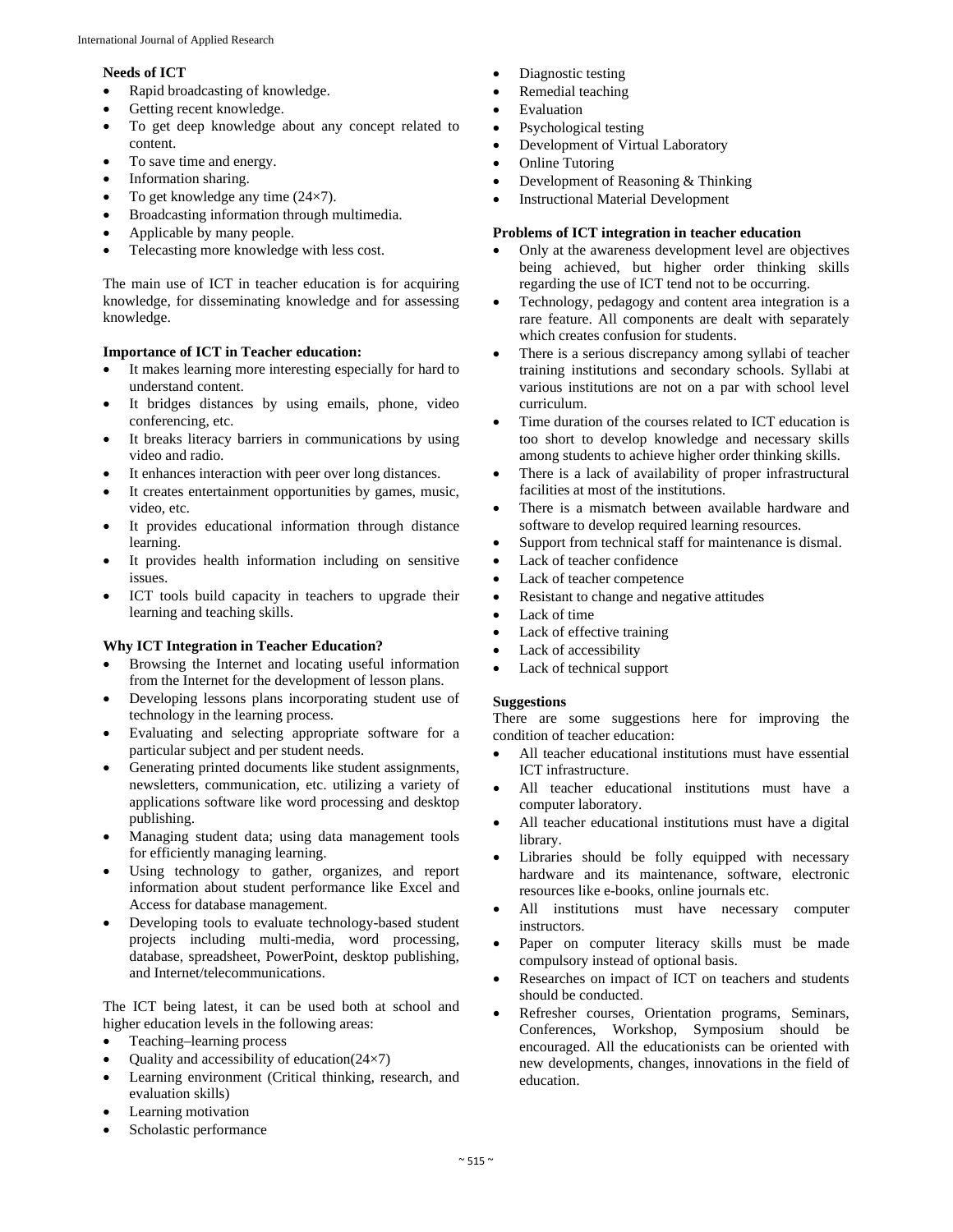**Needs of ICT**

- Rapid broadcasting of knowledge.
- Getting recent knowledge.
- To get deep knowledge about any concept related to content.
- To save time and energy.
- Information sharing.
- To get knowledge any time (24×7).
- Broadcasting information through multimedia.
- Applicable by many people.
- Telecasting more knowledge with less cost.

The main use of ICT in teacher education is for acquiring knowledge, for disseminating knowledge and for assessing knowledge.

**Importance of ICT in Teacher education:**

- It makes learning more interesting especially for hard to understand content.
- It bridges distances by using emails, phone, video conferencing, etc.
- It breaks literacy barriers in communications by using video and radio.
- It enhances interaction with peer over long distances.
- It creates entertainment opportunities by games, music, video, etc.
- It provides educational information through distance learning.
- It provides health information including on sensitive issues.
- ICT tools build capacity in teachers to upgrade their learning and teaching skills.

**Why ICT Integration in Teacher Education?**

- Browsing the Internet and locating useful information from the Internet for the development of lesson plans.
- Developing lessons plans incorporating student use of technology in the learning process.
- Evaluating and selecting appropriate software for a particular subject and per student needs.
- Generating printed documents like student assignments, newsletters, communication, etc. utilizing a variety of applications software like word processing and desktop publishing.
- Managing student data; using data management tools for efficiently managing learning.
- Using technology to gather, organizes, and report information about student performance like Excel and Access for database management.
- Developing tools to evaluate technology-based student projects including multi-media, word processing, database, spreadsheet, PowerPoint, desktop publishing, and Internet/telecommunications.

The ICT being latest, it can be used both at school and higher education levels in the following areas:

- Teaching–learning process
- Quality and accessibility of education(24×7)
- Learning environment (Critical thinking, research, and evaluation skills)
- Learning motivation
- Scholastic performance
- Diagnostic testing
- Remedial teaching
- Evaluation
- Psychological testing
- Development of Virtual Laboratory
- Online Tutoring
- Development of Reasoning & Thinking
- Instructional Material Development

**Problems of ICT integration in teacher education**

- Only at the awareness development level are objectives being achieved, but higher order thinking skills regarding the use of ICT tend not to be occurring.
- Technology, pedagogy and content area integration is a rare feature. All components are dealt with separately which creates confusion for students.
- There is a serious discrepancy among syllabi of teacher training institutions and secondary schools. Syllabi at various institutions are not on a par with school level curriculum.
- Time duration of the courses related to ICT education is too short to develop knowledge and necessary skills among students to achieve higher order thinking skills.
- There is a lack of availability of proper infrastructural facilities at most of the institutions.
- There is a mismatch between available hardware and software to develop required learning resources.
- Support from technical staff for maintenance is dismal.
- Lack of teacher confidence
- Lack of teacher competence
- Resistant to change and negative attitudes
- Lack of time
- Lack of effective training
- Lack of accessibility
- Lack of technical support

**Suggestions**

There are some suggestions here for improving the condition of teacher education:

- All teacher educational institutions must have essential ICT infrastructure.
- All teacher educational institutions must have a computer laboratory.
- All teacher educational institutions must have a digital library.
- Libraries should be folly equipped with necessary hardware and its maintenance, software, electronic resources like e-books, online journals etc.
- All institutions must have necessary computer instructors.
- Paper on computer literacy skills must be made compulsory instead of optional basis.
- Researches on impact of ICT on teachers and students should be conducted.
- Refresher courses, Orientation programs, Seminars, Conferences, Workshop, Symposium should be encouraged. All the educationists can be oriented with new developments, changes, innovations in the field of education.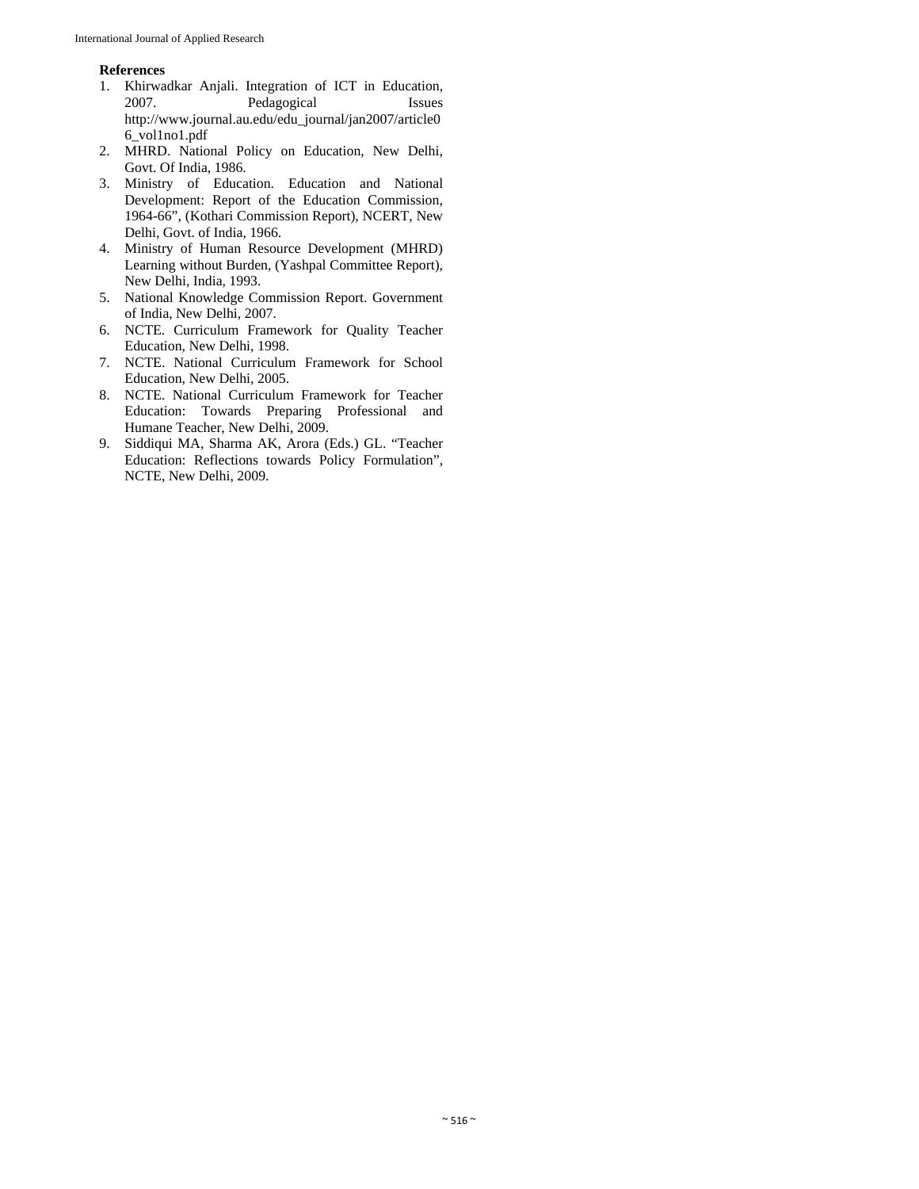**References**

1. Khirwadkar Anjali. Integration of ICT in Education, 2007. Pedagogical Issues http://www.journal.au.edu/edu_journal/jan2007/article06_vol1no1.pdf
2. MHRD. National Policy on Education, New Delhi, Govt. Of India, 1986.
3. Ministry of Education. Education and National Development: Report of the Education Commission, 1964-66", (Kothari Commission Report), NCERT, New Delhi, Govt. of India, 1966.
4. Ministry of Human Resource Development (MHRD) Learning without Burden, (Yashpal Committee Report), New Delhi, India, 1993.
5. National Knowledge Commission Report. Government of India, New Delhi, 2007.
6. NCTE. Curriculum Framework for Quality Teacher Education, New Delhi, 1998.
7. NCTE. National Curriculum Framework for School Education, New Delhi, 2005.
8. NCTE. National Curriculum Framework for Teacher Education: Towards Preparing Professional and Humane Teacher, New Delhi, 2009.
9. Siddiqui MA, Sharma AK, Arora (Eds.) GL. "Teacher Education: Reflections towards Policy Formulation", NCTE, New Delhi, 2009.